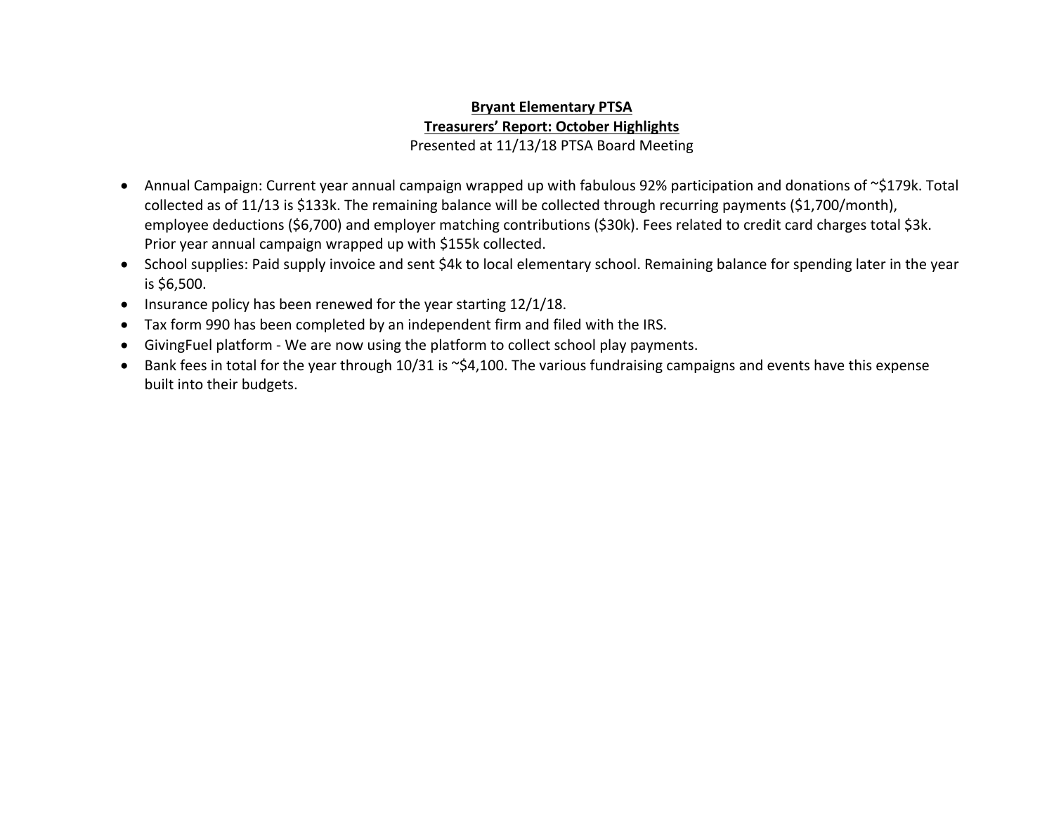**Bryant Elementary PTSA**

**Treasurers' Report: October Highlights**

Presented at 11/13/18 PTSA Board Meeting

- Annual Campaign: Current year annual campaign wrapped up with fabulous 92% participation and donations of ~$179k. Total collected as of 11/13 is $133k. The remaining balance will be collected through recurring payments ($1,700/month), employee deductions ($6,700) and employer matching contributions ($30k). Fees related to credit card charges total $3k. Prior year annual campaign wrapped up with $155k collected.
- School supplies: Paid supply invoice and sent $4k to local elementary school. Remaining balance for spending later in the year is $6,500.
- Insurance policy has been renewed for the year starting 12/1/18.
- Tax form 990 has been completed by an independent firm and filed with the IRS.
- GivingFuel platform - We are now using the platform to collect school play payments.
- Bank fees in total for the year through 10/31 is ~$4,100. The various fundraising campaigns and events have this expense built into their budgets.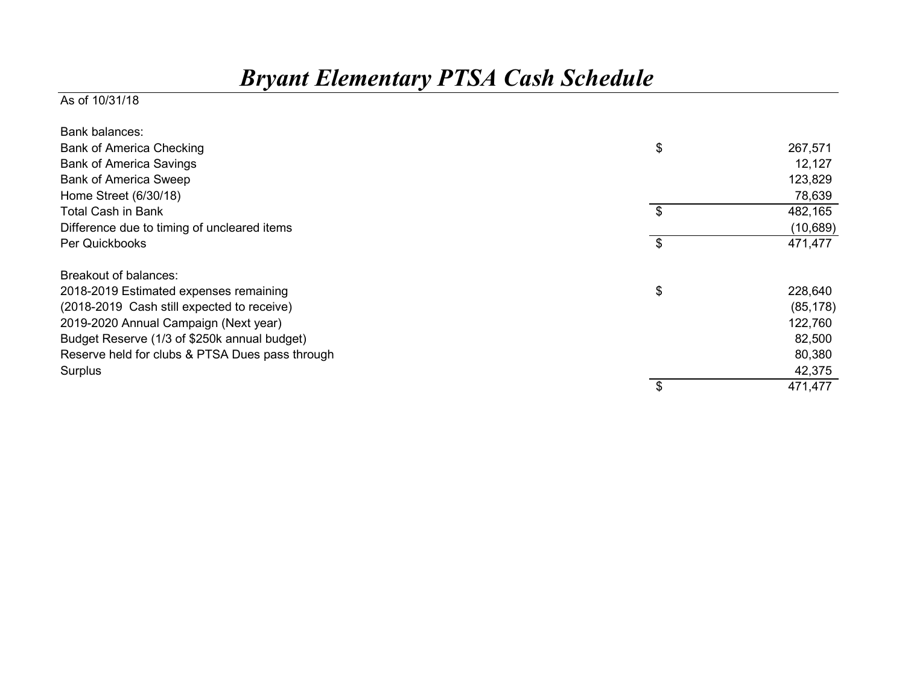# *Bryant Elementary PTSA Cash Schedule*

As of 10/31/18

| | | |
|---|---|---|
| Bank balances: | | |
| Bank of America Checking | $ | 267,571 |
| Bank of America Savings | | 12,127 |
| Bank of America Sweep | | 123,829 |
| Home Street (6/30/18) | | 78,639 |
| Total Cash in Bank | $ | 482,165 |
| Difference due to timing of uncleared items | | (10,689) |
| Per Quickbooks | $ | 471,477 |
| | | |
| Breakout of balances: | | |
| 2018-2019 Estimated expenses remaining | $ | 228,640 |
| (2018-2019 Cash still expected to receive) | | (85,178) |
| 2019-2020 Annual Campaign (Next year) | | 122,760 |
| Budget Reserve (1/3 of $250k annual budget) | | 82,500 |
| Reserve held for clubs & PTSA Dues pass through | | 80,380 |
| Surplus | | 42,375 |
| | $ | 471,477 |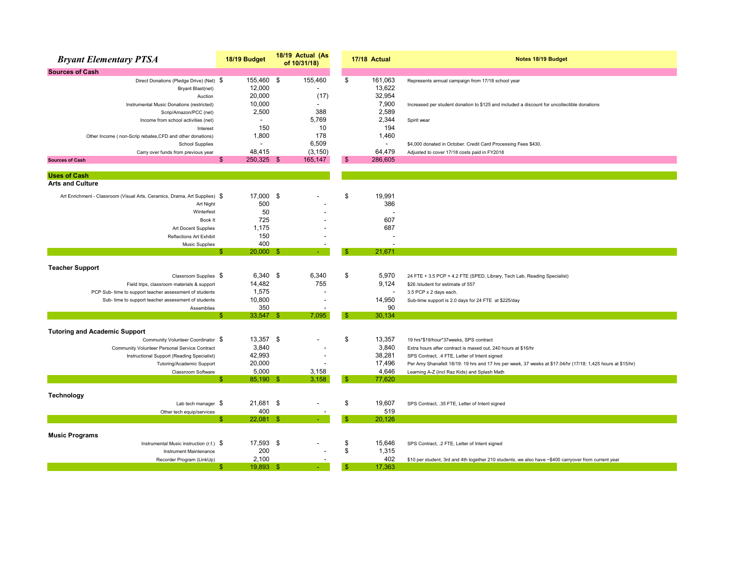## Bryant Elementary PTSA

| | 18/19 Budget | 18/19 Actual (As of 10/31/18) | 17/18 Actual | Notes 18/19 Budget |
|---|---|---|---|---|
| **Sources of Cash** | | | | |
| Direct Donations (Pledge Drive) (Net) | $ 155,460 | $ 155,460 | $ 161,063 | Represents annual campaign from 17/18 school year |
| Bryant Blast(net) | 12,000 | - | 13,622 | |
| Auction | 20,000 | (17) | 32,954 | |
| Instrumental Music Donations (restricted) | 10,000 | - | 7,900 | Increased per student donation to $125 and included a discount for uncollectible donations |
| Scrip/Amazon/PCC (net) | 2,500 | 388 | 2,589 | |
| Income from school activities (net) | - | 5,769 | 2,344 | Spirit wear |
| Interest | 150 | 10 | 194 | |
| Other Income ( non-Scrip rebates,CFD and other donations) | 1,800 | 178 | 1,460 | |
| School Supplies | - | 6,509 | - | $4,000 donated in October. Credit Card Processing Fees $430. |
| Carry over funds from previous year | 48,415 | (3,150) | 64,479 | Adjusted to cover 17/18 costs paid in FY2018 |
| **Sources of Cash** | $ 250,325 | $ 165,147 | $ 286,605 | |
| | | | | |
| **Uses of Cash** | | | | |
| **Arts and Culture** | | | | |
| Art Enrichment - Classroom (Visual Arts, Ceramics, Drama, Art Supplies) | $ 17,000 | $ - | $ 19,991 | |
| Art Night | 500 | - | 386 | |
| Winterfest | 50 | - | - | |
| Book It | 725 | - | 607 | |
| Art Docent Supplies | 1,175 | - | 687 | |
| Reflections Art Exhibit | 150 | - | - | |
| Music Supplies | 400 | - | - | |
| | $ 20,000 | $ - | $ 21,671 | |
| | | | | |
| **Teacher Support** | | | | |
| Classroom Supplies | $ 6,340 | $ 6,340 | $ 5,970 | 24 FTE + 3.5 PCP + 4.2 FTE (SPED, Library, Tech Lab, Reading Specialist) |
| Field trips, classroom materials & support | 14,482 | 755 | 9,124 | $26 /student for estimate of 557 |
| PCP Sub- time to support teacher assessment of students | 1,575 | - | - | 3.5 PCP x 2 days each. |
| Sub- time to support teacher assessment of students | 10,800 | - | 14,950 | Sub-time support is 2.0 days for 24 FTE at $225/day |
| Assemblies | 350 | - | 90 | |
| | $ 33,547 | $ 7,095 | $ 30,134 | |
| | | | | |
| **Tutoring and Academic Support** | | | | |
| Community Volunteer Coordinator | $ 13,357 | $ - | $ 13,357 | 19 hrs*$19/hour*37weeks, SPS contract |
| Community Volunteer Personal Service Contract | 3,840 | - | 3,840 | Extra hours after contract is maxed out, 240 hours at $16/hr |
| Instructional Support (Reading Specialist) | 42,993 | - | 38,281 | SPS Contract, .4 FTE, Letter of Intent signed |
| Tutoring/Academic Support | 20,000 | - | 17,496 | Per Amy Shanafelt 18/19: 19 hrs and 17 hrs per week, 37 weeks at $17.04/hr (17/18: 1,425 hours at $15/hr) |
| Classroom Software | 5,000 | 3,158 | 4,646 | Learning A-Z (incl Raz Kids) and Splash Math |
| | $ 85,190 | $ 3,158 | $ 77,620 | |
| | | | | |
| **Technology** | | | | |
| Lab tech manager | $ 21,681 | $ - | $ 19,607 | SPS Contract, .35 FTE, Letter of Intent signed |
| Other tech equip/services | 400 | - | 519 | |
| | $ 22,081 | $ - | $ 20,126 | |
| | | | | |
| **Music Programs** | | | | |
| Instrumental Music instruction (r.f.) | $ 17,593 | $ - | $ 15,646 | SPS Contract, .2 FTE, Letter of Intent signed |
| Instrument Maintenance | 200 | - | $ 1,315 | |
| Recorder Program (LinkUp) | 2,100 | - | 402 | $10 per student, 3rd and 4th together 210 students, we also have ~$400 carryover from current year |
| | $ 19,893 | $ - | $ 17,363 | |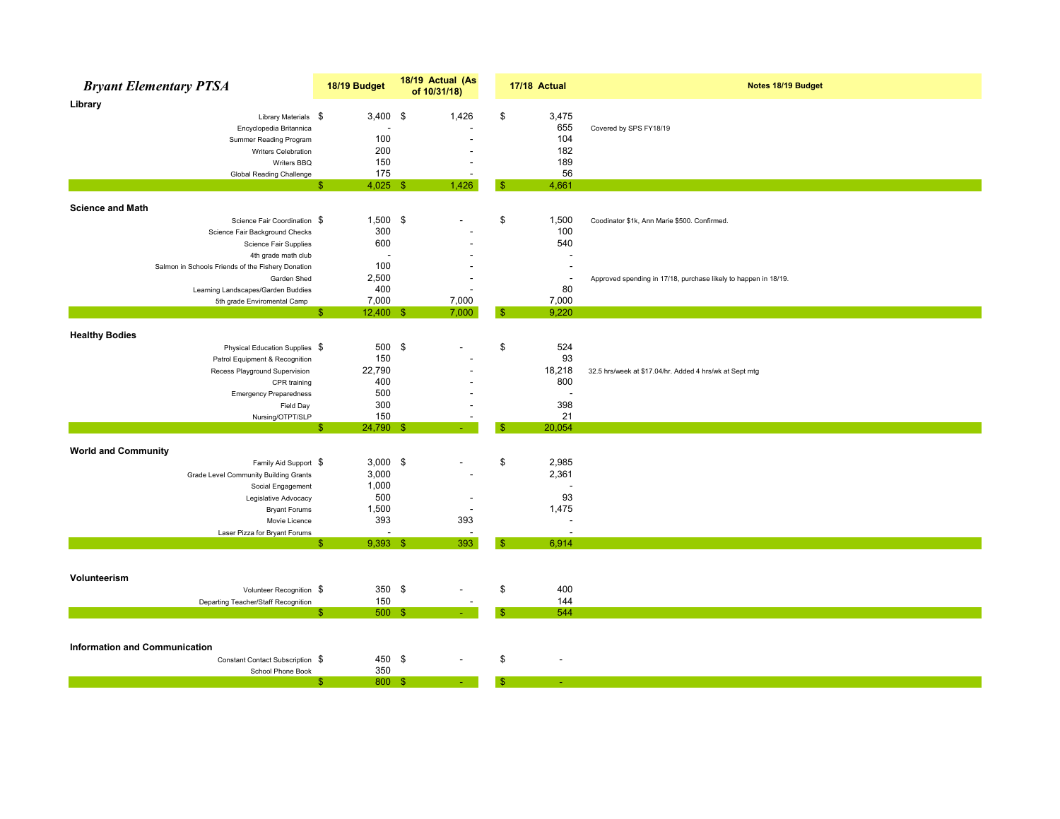| *Bryant Elementary PTSA* | 18/19 Budget | 18/19 Actual (As of 10/31/18) | 17/18 Actual | Notes 18/19 Budget |
|---|---|---|---|---|
| **Library** | | | | |
| Library Materials | $ 3,400 | $ 1,426 | $ 3,475 | |
| Encyclopedia Britannica | - | - | 655 | Covered by SPS FY18/19 |
| Summer Reading Program | 100 | - | 104 | |
| Writers Celebration | 200 | - | 182 | |
| Writers BBQ | 150 | - | 189 | |
| Global Reading Challenge | 175 | - | 56 | |
| | $ 4,025 | $ 1,426 | $ 4,661 | |
| **Science and Math** | | | | |
| Science Fair Coordination | $ 1,500 | $ - | $ 1,500 | Coodinator $1k, Ann Marie $500. Confirmed. |
| Science Fair Background Checks | 300 | - | 100 | |
| Science Fair Supplies | 600 | - | 540 | |
| 4th grade math club | - | - | - | |
| Salmon in Schools Friends of the Fishery Donation | 100 | - | - | |
| Garden Shed | 2,500 | - | - | Approved spending in 17/18, purchase likely to happen in 18/19. |
| Learning Landscapes/Garden Buddies | 400 | - | 80 | |
| 5th grade Enviromental Camp | 7,000 | 7,000 | 7,000 | |
| | $ 12,400 | $ 7,000 | $ 9,220 | |
| **Healthy Bodies** | | | | |
| Physical Education Supplies | $ 500 | $ - | $ 524 | |
| Patrol Equipment & Recognition | 150 | - | 93 | |
| Recess Playground Supervision | 22,790 | - | 18,218 | 32.5 hrs/week at $17.04/hr. Added 4 hrs/wk at Sept mtg |
| CPR training | 400 | - | 800 | |
| Emergency Preparedness | 500 | - | - | |
| Field Day | 300 | - | 398 | |
| Nursing/OTPT/SLP | 150 | - | 21 | |
| | $ 24,790 | $ - | $ 20,054 | |
| **World and Community** | | | | |
| Family Aid Support | $ 3,000 | $ - | $ 2,985 | |
| Grade Level Community Building Grants | 3,000 | - | 2,361 | |
| Social Engagement | 1,000 | | - | |
| Legislative Advocacy | 500 | - | 93 | |
| Bryant Forums | 1,500 | - | 1,475 | |
| Movie Licence | 393 | 393 | - | |
| Laser Pizza for Bryant Forums | - | - | - | |
| | $ 9,393 | $ 393 | $ 6,914 | |
| **Volunteerism** | | | | |
| Volunteer Recognition | $ 350 | $ - | $ 400 | |
| Departing Teacher/Staff Recognition | 150 | - | 144 | |
| | $ 500 | $ - | $ 544 | |
| **Information and Communication** | | | | |
| Constant Contact Subscription | $ 450 | $ - | $ - | |
| School Phone Book | 350 | | | |
| | $ 800 | $ - | $ - | |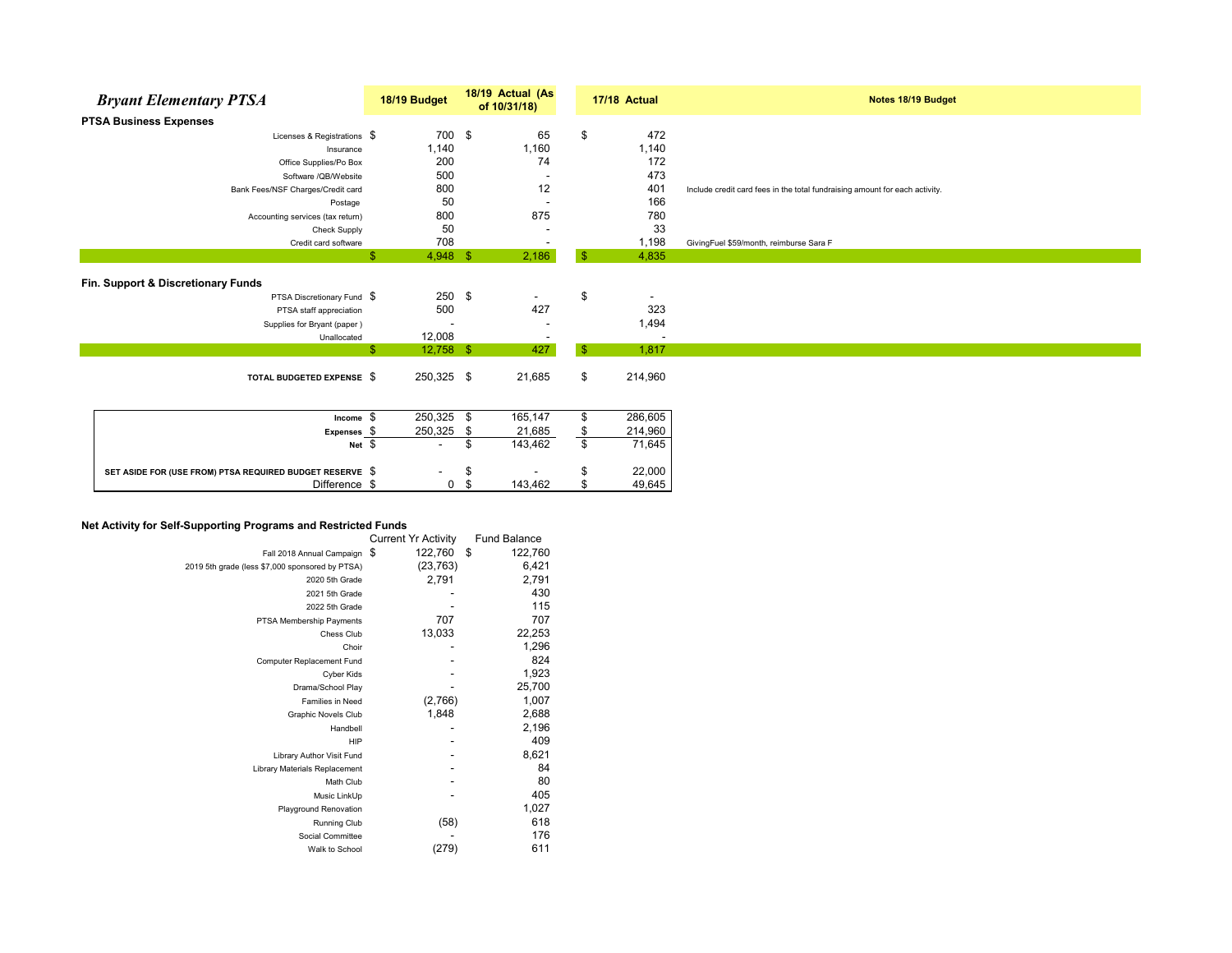# *Bryant Elementary PTSA*

| | 18/19 Budget | 18/19 Actual (As of 10/31/18) | 17/18 Actual | Notes 18/19 Budget |
|---|---|---|---|---|
| **PTSA Business Expenses** | | | | |
| Licenses & Registrations | $ 700 | $ 65 | $ 472 | |
| Insurance | 1,140 | 1,160 | 1,140 | |
| Office Supplies/Po Box | 200 | 74 | 172 | |
| Software /QB/Website | 500 | - | 473 | |
| Bank Fees/NSF Charges/Credit card | 800 | 12 | 401 | Include credit card fees in the total fundraising amount for each activity. |
| Postage | 50 | - | 166 | |
| Accounting services (tax return) | 800 | 875 | 780 | |
| Check Supply | 50 | - | 33 | |
| Credit card software | 708 | - | 1,198 | GivingFuel $59/month, reimburse Sara F |
| | $ 4,948 | $ 2,186 | $ 4,835 | |
| **Fin. Support & Discretionary Funds** | | | | |
| PTSA Discretionary Fund | $ 250 | $ - | $ - | |
| PTSA staff appreciation | 500 | 427 | 323 | |
| Supplies for Bryant (paper ) | - | - | 1,494 | |
| Unallocated | 12,008 | - | - | |
| | $ 12,758 | $ 427 | $ 1,817 | |
| **TOTAL BUDGETED EXPENSE** | $ 250,325 | $ 21,685 | $ 214,960 | |

| | 18/19 Budget | 18/19 Actual (As of 10/31/18) | 17/18 Actual |
|---|---|---|---|
| **Income** | $ 250,325 | $ 165,147 | $ 286,605 |
| **Expenses** | $ 250,325 | $ 21,685 | $ 214,960 |
| **Net** | $ - | $ 143,462 | $ 71,645 |
| **SET ASIDE FOR (USE FROM) PTSA REQUIRED BUDGET RESERVE** | $ - | $ - | $ 22,000 |
| Difference | $ 0 | $ 143,462 | $ 49,645 |

## Net Activity for Self-Supporting Programs and Restricted Funds

| | Current Yr Activity | Fund Balance |
|---|---|---|
| Fall 2018 Annual Campaign | $ 122,760 | $ 122,760 |
| 2019 5th grade (less $7,000 sponsored by PTSA) | (23,763) | 6,421 |
| 2020 5th Grade | 2,791 | 2,791 |
| 2021 5th Grade | - | 430 |
| 2022 5th Grade | - | 115 |
| PTSA Membership Payments | 707 | 707 |
| Chess Club | 13,033 | 22,253 |
| Choir | - | 1,296 |
| Computer Replacement Fund | - | 824 |
| Cyber Kids | - | 1,923 |
| Drama/School Play | - | 25,700 |
| Families in Need | (2,766) | 1,007 |
| Graphic Novels Club | 1,848 | 2,688 |
| Handbell | - | 2,196 |
| HIP | - | 409 |
| Library Author Visit Fund | - | 8,621 |
| Library Materials Replacement | - | 84 |
| Math Club | - | 80 |
| Music LinkUp | - | 405 |
| Playground Renovation | | 1,027 |
| Running Club | (58) | 618 |
| Social Committee | - | 176 |
| Walk to School | (279) | 611 |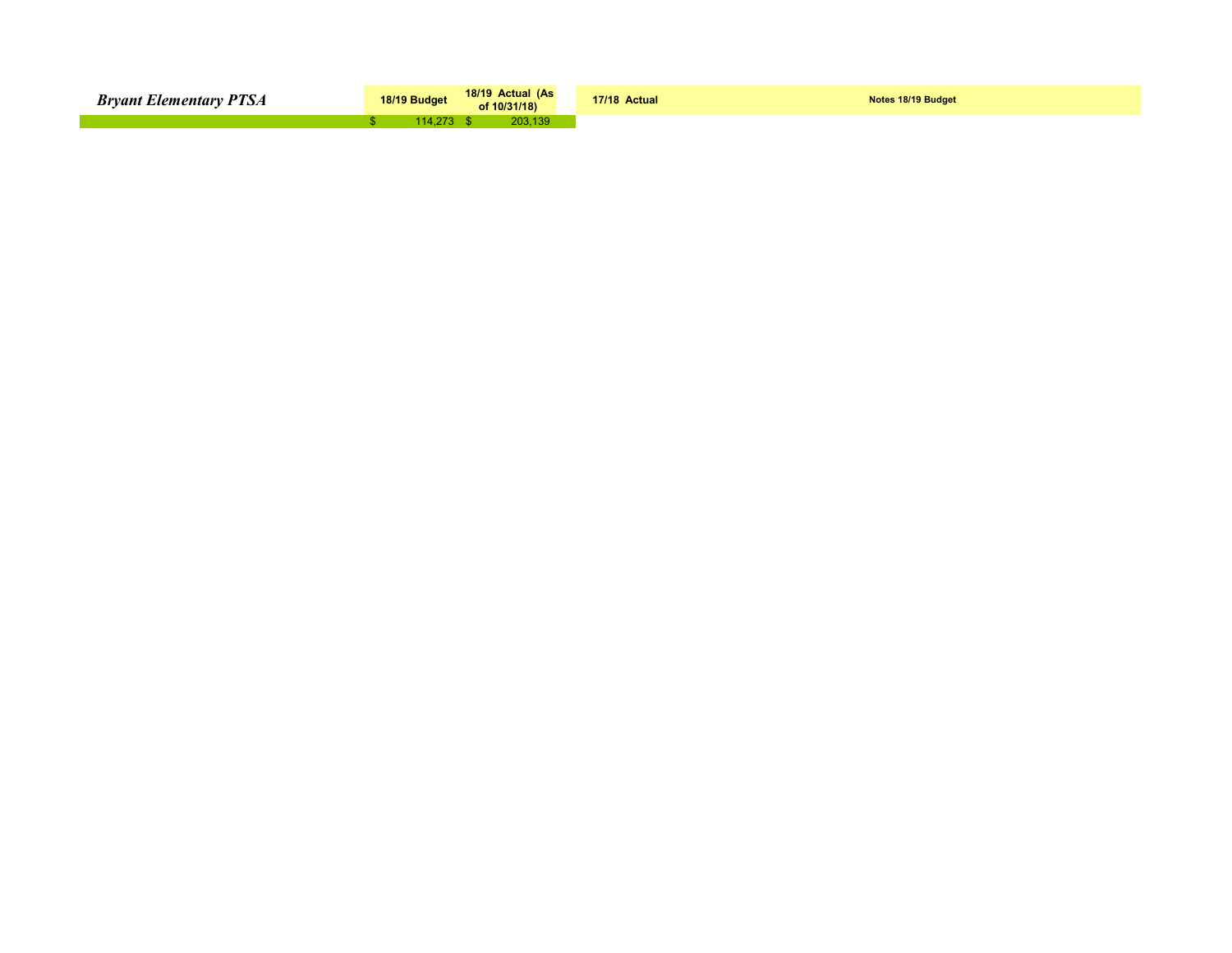| *Bryant Elementary PTSA* | 18/19 Budget | 18/19 Actual (As of 10/31/18) | 17/18 Actual | Notes 18/19 Budget |
|---|---|---|---|---|
| | $ 114,273 | $ 203,139 | | |